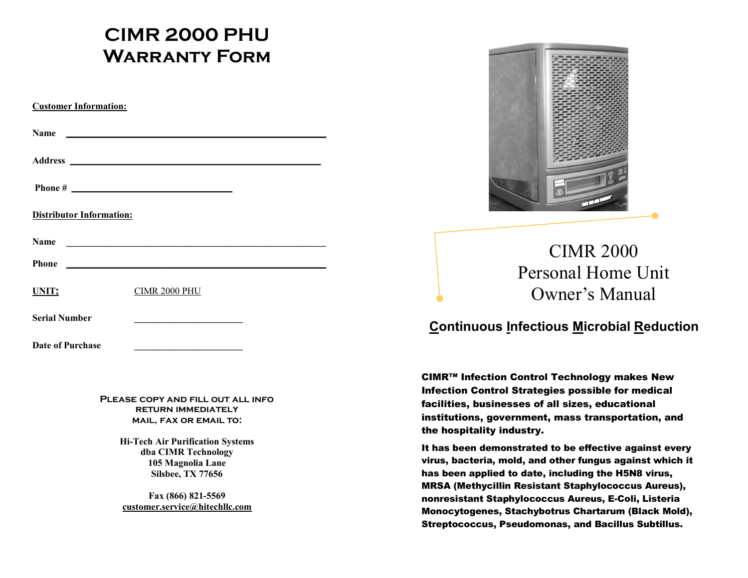# CIMR 2000 PHU
# Warranty Form

**Customer Information:**

**Name** ______________________________________________

**Address** ______________________________________________

**Phone #** ____________________________

**Distributor Information:**

**Name** ______________________________________________

**Phone** ______________________________________________

**UNIT:** CIMR 2000 PHU

**Serial Number** ____________________

**Date of Purchase** ____________________

**PLEASE COPY AND FILL OUT ALL INFO**
**RETURN IMMEDIATELY**
**MAIL, FAX OR EMAIL TO:**

**Hi-Tech Air Purification Systems**
**dba CIMR Technology**
**105 Magnolia Lane**
**Silsbee, TX 77656**

**Fax (866) 821-5569**
**customer.service@hitechllc.com**

# CIMR 2000
# Personal Home Unit
# Owner's Manual

## Continuous Infectious Microbial Reduction

**CIMR™ Infection Control Technology makes New Infection Control Strategies possible for medical facilities, businesses of all sizes, educational institutions, government, mass transportation, and the hospitality industry.**

**It has been demonstrated to be effective against every virus, bacteria, mold, and other fungus against which it has been applied to date, including the H5N8 virus, MRSA (Methycillin Resistant Staphylococcus Aureus), nonresistant Staphylococcus Aureus, E-Coli, Listeria Monocytogenes, Stachybotrus Chartarum (Black Mold), Streptococcus, Pseudomonas, and Bacillus Subtillus.**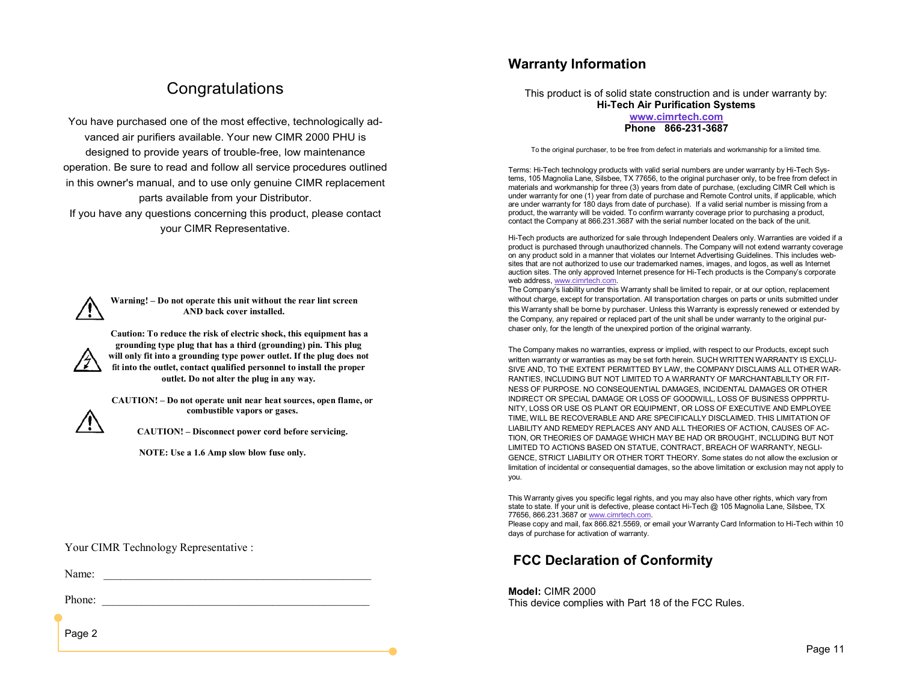# Congratulations

You have purchased one of the most effective, technologically advanced air purifiers available. Your new CIMR 2000 PHU is designed to provide years of trouble-free, low maintenance operation. Be sure to read and follow all service procedures outlined in this owner's manual, and to use only genuine CIMR replacement parts available from your Distributor.

If you have any questions concerning this product, please contact your CIMR Representative.

**Warning! – Do not operate this unit without the rear lint screen AND back cover installed.**

**Caution: To reduce the risk of electric shock, this equipment has a grounding type plug that has a third (grounding) pin. This plug will only fit into a grounding type power outlet. If the plug does not fit into the outlet, contact qualified personnel to install the proper outlet. Do not alter the plug in any way.**

**CAUTION! – Do not operate unit near heat sources, open flame, or combustible vapors or gases.**

**CAUTION! – Disconnect power cord before servicing.**

**NOTE: Use a 1.6 Amp slow blow fuse only.**

Your CIMR Technology Representative :

Name: ______________________________________________

Phone: ______________________________________________

## Warranty Information

This product is of solid state construction and is under warranty by:
**Hi-Tech Air Purification Systems**
**www.cimrtech.com**
**Phone 866-231-3687**

To the original purchaser, to be free from defect in materials and workmanship for a limited time.

Terms: Hi-Tech technology products with valid serial numbers are under warranty by Hi-Tech Systems, 105 Magnolia Lane, Silsbee, TX 77656, to the original purchaser only, to be free from defect in materials and workmanship for three (3) years from date of purchase, (excluding CIMR Cell which is under warranty for one (1) year from date of purchase and Remote Control units, if applicable, which are under warranty for 180 days from date of purchase). If a valid serial number is missing from a product, the warranty will be voided. To confirm warranty coverage prior to purchasing a product, contact the Company at 866.231.3687 with the serial number located on the back of the unit.

Hi-Tech products are authorized for sale through Independent Dealers only. Warranties are voided if a product is purchased through unauthorized channels. The Company will not extend warranty coverage on any product sold in a manner that violates our Internet Advertising Guidelines. This includes websites that are not authorized to use our trademarked names, images, and logos, as well as Internet auction sites. The only approved Internet presence for Hi-Tech products is the Company's corporate web address, www.cimrtech.com.

The Company's liability under this Warranty shall be limited to repair, or at our option, replacement without charge, except for transportation. All transportation charges on parts or units submitted under this Warranty shall be borne by purchaser. Unless this Warranty is expressly renewed or extended by the Company, any repaired or replaced part of the unit shall be under warranty to the original purchaser only, for the length of the unexpired portion of the original warranty.

The Company makes no warranties, express or implied, with respect to our Products, except such written warranty or warranties as may be set forth herein. SUCH WRITTEN WARRANTY IS EXCLUSIVE AND, TO THE EXTENT PERMITTED BY LAW, the COMPANY DISCLAIMS ALL OTHER WARRANTIES, INCLUDING BUT NOT LIMITED TO A WARRANTY OF MARCHANTABLILTY OR FITNESS OF PURPOSE. NO CONSEQUENTIAL DAMAGES, INCIDENTAL DAMAGES OR OTHER INDIRECT OR SPECIAL DAMAGE OR LOSS OF GOODWILL, LOSS OF BUSINESS OPPPRTUNITY, LOSS OR USE OS PLANT OR EQUIPMENT, OR LOSS OF EXECUTIVE AND EMPLOYEE TIME, WILL BE RECOVERABLE AND ARE SPECIFICALLY DISCLAIMED. THIS LIMITATION OF LIABILITY AND REMEDY REPLACES ANY AND ALL THEORIES OF ACTION, CAUSES OF ACTION, OR THEORIES OF DAMAGE WHICH MAY BE HAD OR BROUGHT, INCLUDING BUT NOT LIMITED TO ACTIONS BASED ON STATUE, CONTRACT, BREACH OF WARRANTY, NEGLIGENCE, STRICT LIABILITY OR OTHER TORT THEORY. Some states do not allow the exclusion or limitation of incidental or consequential damages, so the above limitation or exclusion may not apply to you.

This Warranty gives you specific legal rights, and you may also have other rights, which vary from state to state. If your unit is defective, please contact Hi-Tech @ 105 Magnolia Lane, Silsbee, TX 77656, 866.231.3687 or www.cimrtech.com.

Please copy and mail, fax 866.821.5569, or email your Warranty Card Information to Hi-Tech within 10 days of purchase for activation of warranty.

## FCC Declaration of Conformity

**Model:** CIMR 2000
This device complies with Part 18 of the FCC Rules.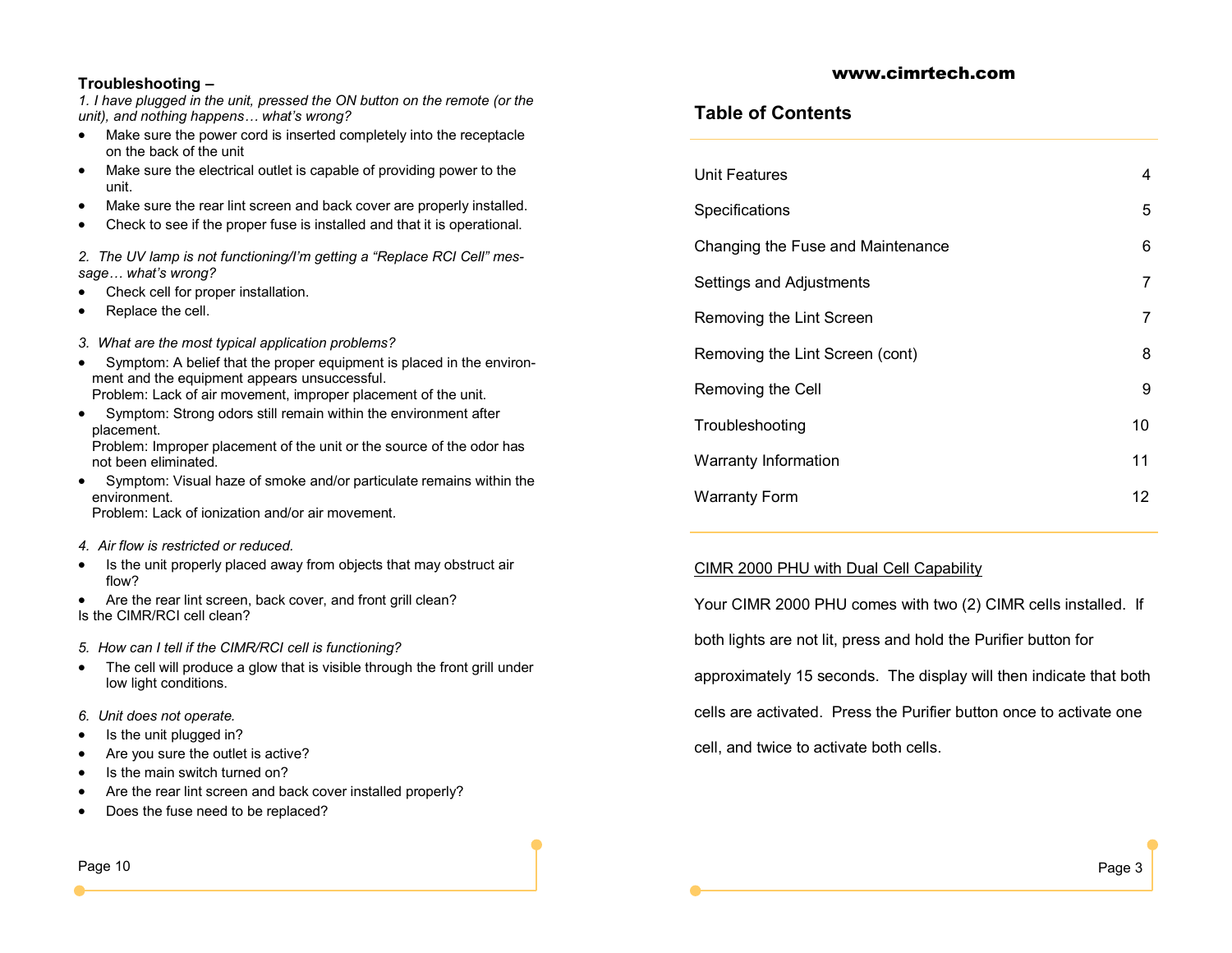## Troubleshooting –

*1. I have plugged in the unit, pressed the ON button on the remote (or the unit), and nothing happens… what's wrong?*

- Make sure the power cord is inserted completely into the receptacle on the back of the unit
- Make sure the electrical outlet is capable of providing power to the unit.
- Make sure the rear lint screen and back cover are properly installed.
- Check to see if the proper fuse is installed and that it is operational.

*2. The UV lamp is not functioning/I'm getting a "Replace RCI Cell" message… what's wrong?*

- Check cell for proper installation.
- Replace the cell.

*3. What are the most typical application problems?*

- Symptom: A belief that the proper equipment is placed in the environment and the equipment appears unsuccessful.
  Problem: Lack of air movement, improper placement of the unit.
- Symptom: Strong odors still remain within the environment after placement.
  Problem: Improper placement of the unit or the source of the odor has not been eliminated.
- Symptom: Visual haze of smoke and/or particulate remains within the environment.
  Problem: Lack of ionization and/or air movement.

*4. Air flow is restricted or reduced.*

- Is the unit properly placed away from objects that may obstruct air flow?
- Are the rear lint screen, back cover, and front grill clean?

Is the CIMR/RCI cell clean?

*5. How can I tell if the CIMR/RCI cell is functioning?*

- The cell will produce a glow that is visible through the front grill under low light conditions.

*6. Unit does not operate.*

- Is the unit plugged in?
- Are you sure the outlet is active?
- Is the main switch turned on?
- Are the rear lint screen and back cover installed properly?
- Does the fuse need to be replaced?

**www.cimrtech.com**

## Table of Contents

| | |
|---|---|
| Unit Features | 4 |
| Specifications | 5 |
| Changing the Fuse and Maintenance | 6 |
| Settings and Adjustments | 7 |
| Removing the Lint Screen | 7 |
| Removing the Lint Screen (cont) | 8 |
| Removing the Cell | 9 |
| Troubleshooting | 10 |
| Warranty Information | 11 |
| Warranty Form | 12 |

<u>CIMR 2000 PHU with Dual Cell Capability</u>

Your CIMR 2000 PHU comes with two (2) CIMR cells installed. If both lights are not lit, press and hold the Purifier button for approximately 15 seconds. The display will then indicate that both cells are activated. Press the Purifier button once to activate one cell, and twice to activate both cells.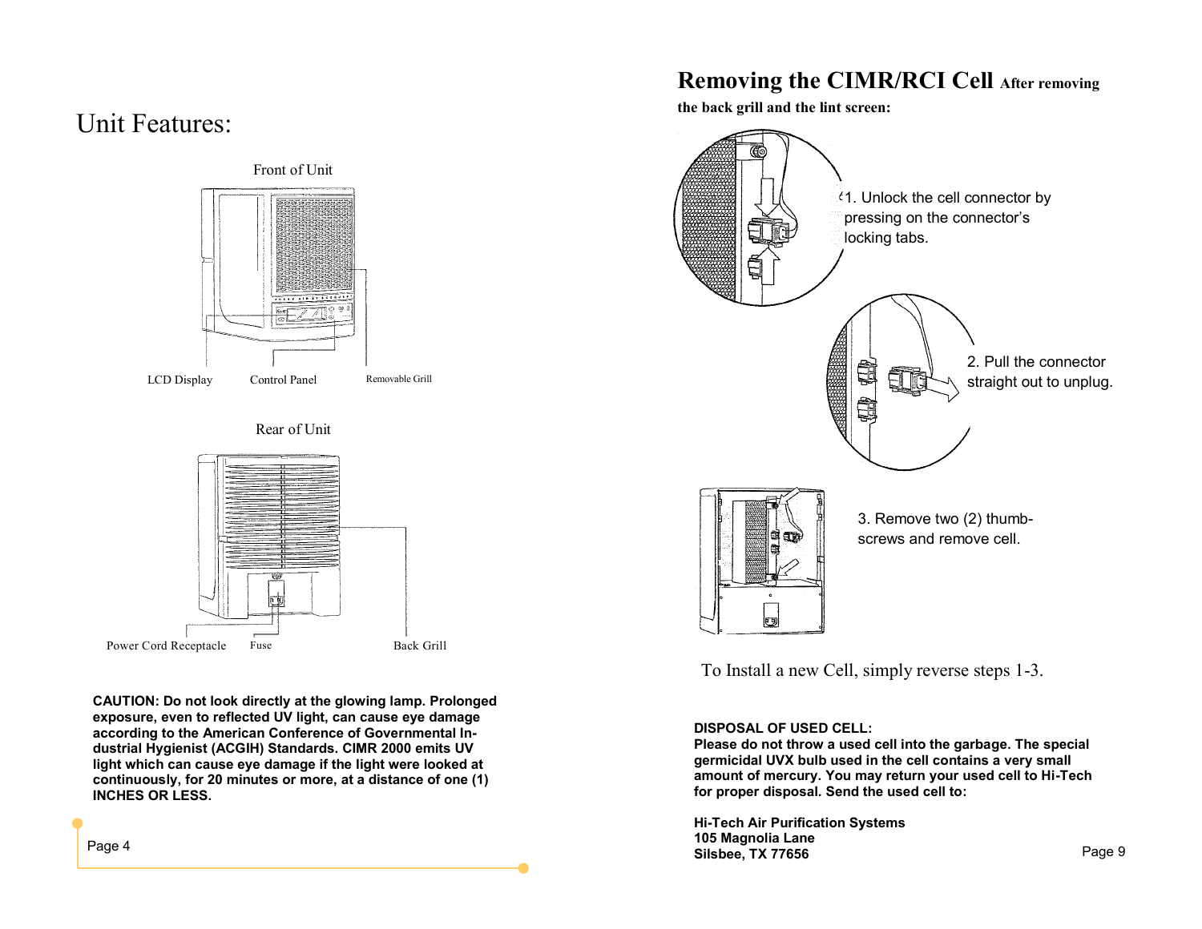# Unit Features:

Front of Unit

LCD Display

Control Panel

Removable Grill

Rear of Unit

Power Cord Receptacle

Fuse

Back Grill

**CAUTION: Do not look directly at the glowing lamp. Prolonged exposure, even to reflected UV light, can cause eye damage according to the American Conference of Governmental Industrial Hygienist (ACGIH) Standards. CIMR 2000 emits UV light which can cause eye damage if the light were looked at continuously, for 20 minutes or more, at a distance of one (1) INCHES OR LESS.**

## Removing the CIMR/RCI Cell After removing the back grill and the lint screen:

1. Unlock the cell connector by pressing on the connector's locking tabs.

2. Pull the connector straight out to unplug.

3. Remove two (2) thumb-screws and remove cell.

To Install a new Cell, simply reverse steps 1-3.

**DISPOSAL OF USED CELL:**
**Please do not throw a used cell into the garbage. The special germicidal UVX bulb used in the cell contains a very small amount of mercury. You may return your used cell to Hi-Tech for proper disposal. Send the used cell to:**

**Hi-Tech Air Purification Systems**
**105 Magnolia Lane**
**Silsbee, TX 77656**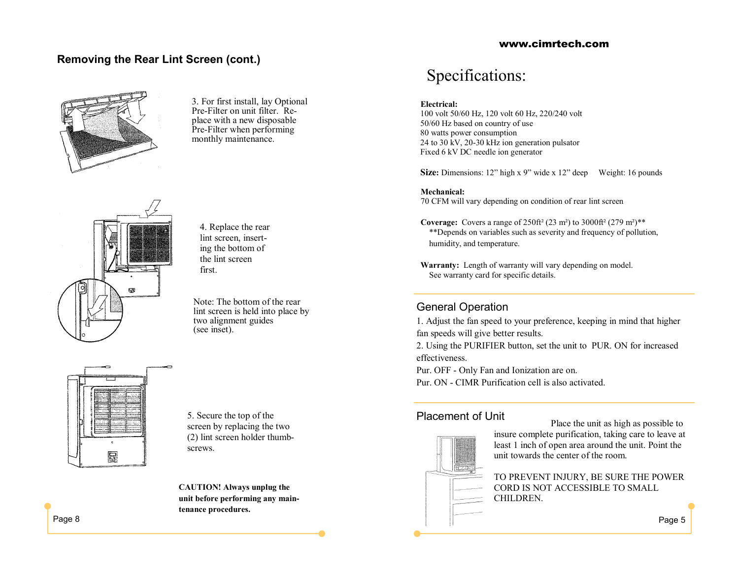## Removing the Rear Lint Screen (cont.)

3. For first install, lay Optional Pre-Filter on unit filter. Replace with a new disposable Pre-Filter when performing monthly maintenance.

4. Replace the rear lint screen, inserting the bottom of the lint screen first.

Note: The bottom of the rear lint screen is held into place by two alignment guides (see inset).

5. Secure the top of the screen by replacing the two (2) lint screen holder thumbscrews.

**CAUTION! Always unplug the unit before performing any maintenance procedures.**

www.cimrtech.com

# Specifications:

**Electrical:**
100 volt 50/60 Hz, 120 volt 60 Hz, 220/240 volt 50/60 Hz based on country of use
80 watts power consumption
24 to 30 kV, 20-30 kHz ion generation pulsator
Fixed 6 kV DC needle ion generator

**Size:** Dimensions: 12" high x 9" wide x 12" deep     Weight: 16 pounds

**Mechanical:**
70 CFM will vary depending on condition of rear lint screen

**Coverage:** Covers a range of 250ft² (23 m²) to 3000ft² (279 m²)**
**Depends on variables such as severity and frequency of pollution, humidity, and temperature.

**Warranty:** Length of warranty will vary depending on model. See warranty card for specific details.

## General Operation

1. Adjust the fan speed to your preference, keeping in mind that higher fan speeds will give better results.
2. Using the PURIFIER button, set the unit to PUR. ON for increased effectiveness.

Pur. OFF - Only Fan and Ionization are on.
Pur. ON - CIMR Purification cell is also activated.

## Placement of Unit

Place the unit as high as possible to insure complete purification, taking care to leave at least 1 inch of open area around the unit. Point the unit towards the center of the room.

TO PREVENT INJURY, BE SURE THE POWER CORD IS NOT ACCESSIBLE TO SMALL CHILDREN.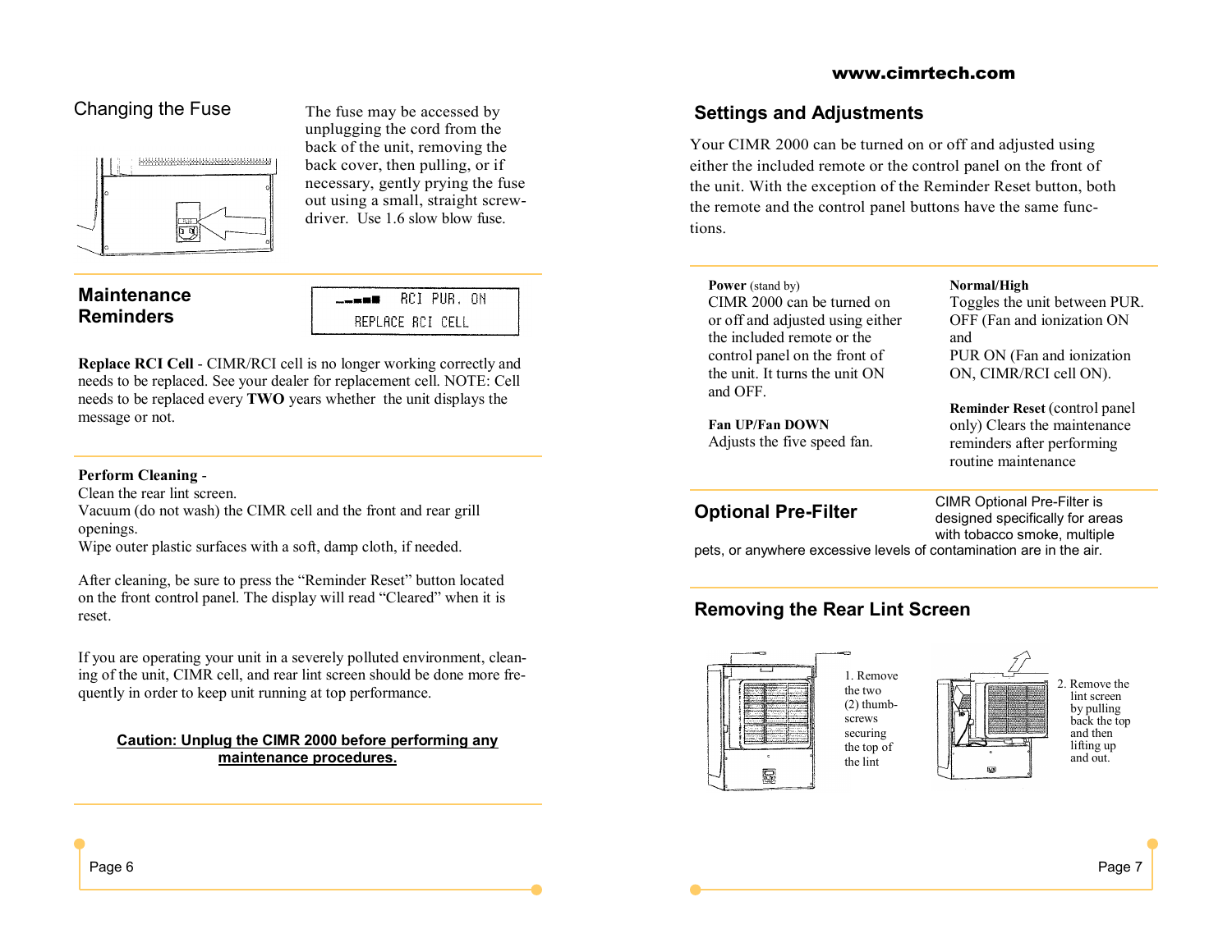## Changing the Fuse

The fuse may be accessed by unplugging the cord from the back of the unit, removing the back cover, then pulling, or if necessary, gently prying the fuse out using a small, straight screwdriver. Use 1.6 slow blow fuse.

## Maintenance Reminders

RCI PUR. ON
REPLACE RCI CELL

**Replace RCI Cell** - CIMR/RCI cell is no longer working correctly and needs to be replaced. See your dealer for replacement cell. NOTE: Cell needs to be replaced every **TWO** years whether the unit displays the message or not.

**Perform Cleaning** -
Clean the rear lint screen.
Vacuum (do not wash) the CIMR cell and the front and rear grill openings.
Wipe outer plastic surfaces with a soft, damp cloth, if needed.

After cleaning, be sure to press the "Reminder Reset" button located on the front control panel. The display will read "Cleared" when it is reset.

If you are operating your unit in a severely polluted environment, cleaning of the unit, CIMR cell, and rear lint screen should be done more frequently in order to keep unit running at top performance.

**Caution: Unplug the CIMR 2000 before performing any maintenance procedures.**

www.cimrtech.com

## Settings and Adjustments

Your CIMR 2000 can be turned on or off and adjusted using either the included remote or the control panel on the front of the unit. With the exception of the Reminder Reset button, both the remote and the control panel buttons have the same functions.

**Power** (stand by)
CIMR 2000 can be turned on or off and adjusted using either the included remote or the control panel on the front of the unit. It turns the unit ON and OFF.

**Fan UP/Fan DOWN**
Adjusts the five speed fan.

**Normal/High**
Toggles the unit between PUR. OFF (Fan and ionization ON and PUR ON (Fan and ionization ON, CIMR/RCI cell ON).

**Reminder Reset** (control panel only) Clears the maintenance reminders after performing routine maintenance

## Optional Pre-Filter

CIMR Optional Pre-Filter is designed specifically for areas with tobacco smoke, multiple pets, or anywhere excessive levels of contamination are in the air.

## Removing the Rear Lint Screen

1. Remove the two (2) thumbscrews securing the top of the lint

2. Remove the lint screen by pulling back the top and then lifting up and out.